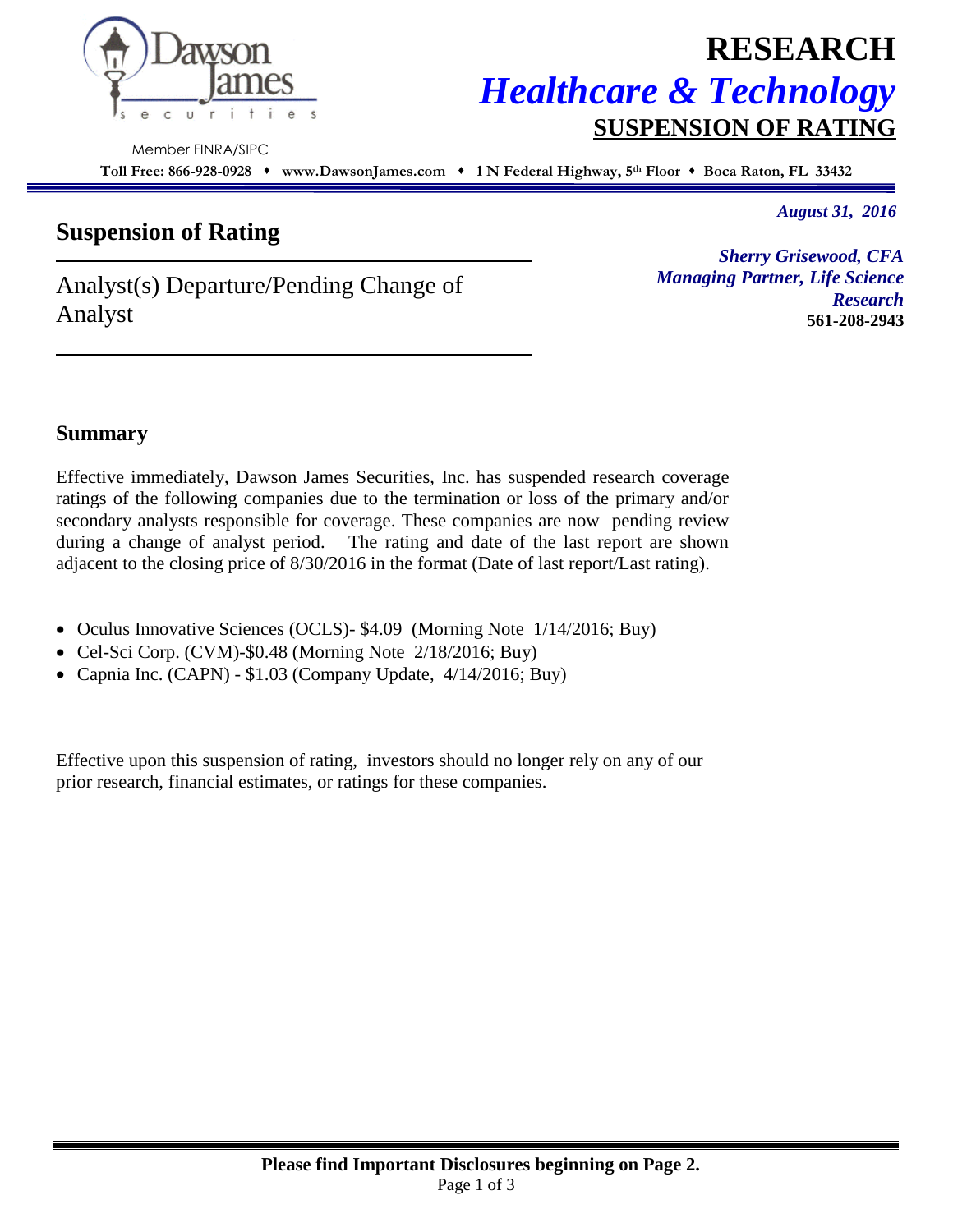Dawson James securities

Member FINRA/SIPC

**RESEARCH**

***Healthcare & Technology***

**SUSPENSION OF RATING**

**Toll Free: 866-928-0928 ♦ www.DawsonJames.com ♦ 1 N Federal Highway, 5th Floor ♦ Boca Raton, FL 33432**

*August 31, 2016*

# Suspension of Rating

Analyst(s) Departure/Pending Change of Analyst

***Sherry Grisewood, CFA***
***Managing Partner, Life Science Research***
**561-208-2943**

## Summary

Effective immediately, Dawson James Securities, Inc. has suspended research coverage ratings of the following companies due to the termination or loss of the primary and/or secondary analysts responsible for coverage. These companies are now pending review during a change of analyst period. The rating and date of the last report are shown adjacent to the closing price of 8/30/2016 in the format (Date of last report/Last rating).

- Oculus Innovative Sciences (OCLS)- $4.09 (Morning Note 1/14/2016; Buy)
- Cel-Sci Corp. (CVM)-$0.48 (Morning Note 2/18/2016; Buy)
- Capnia Inc. (CAPN) - $1.03 (Company Update, 4/14/2016; Buy)

Effective upon this suspension of rating, investors should no longer rely on any of our prior research, financial estimates, or ratings for these companies.

**Please find Important Disclosures beginning on Page 2.**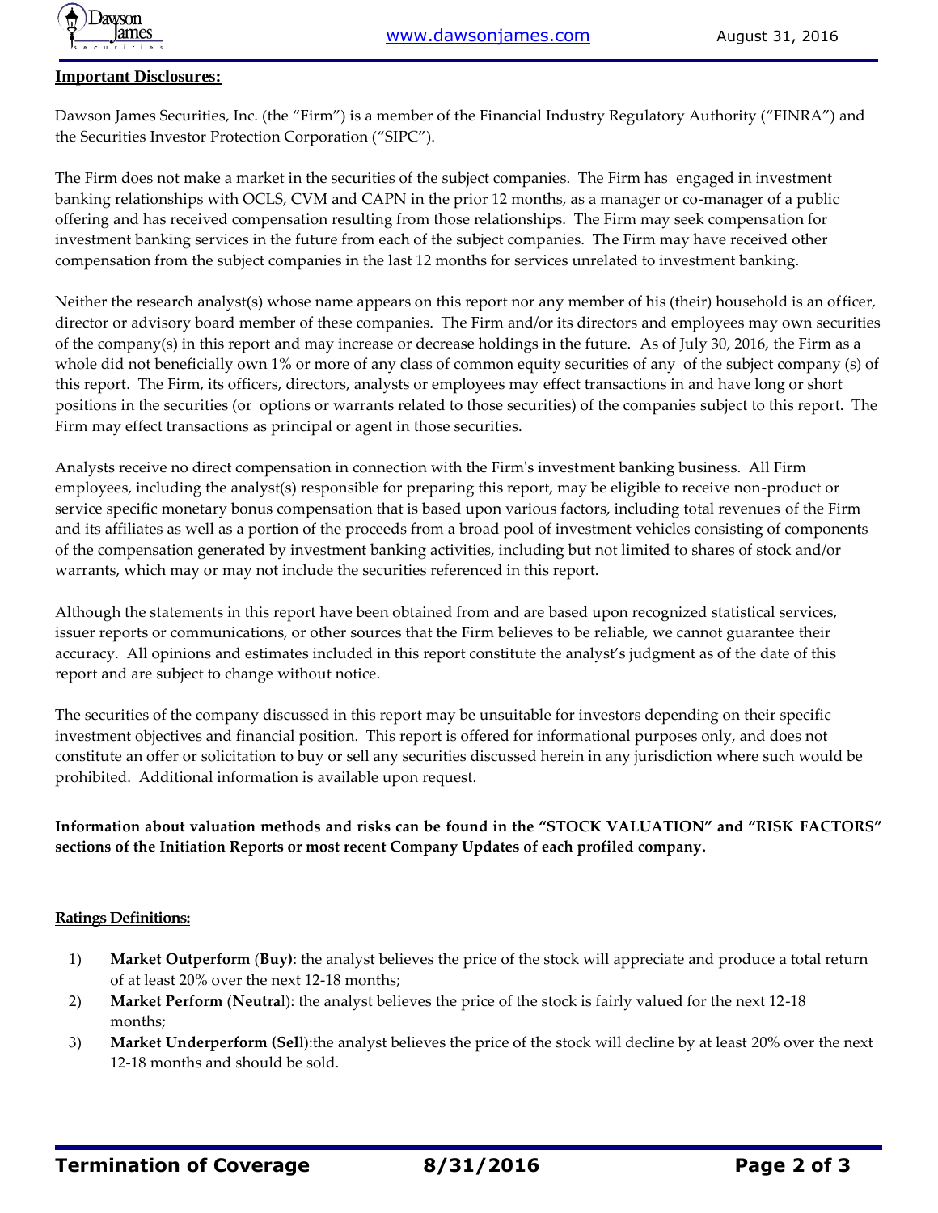**Important Disclosures:**

Dawson James Securities, Inc. (the "Firm") is a member of the Financial Industry Regulatory Authority ("FINRA") and the Securities Investor Protection Corporation ("SIPC").

The Firm does not make a market in the securities of the subject companies. The Firm has engaged in investment banking relationships with OCLS, CVM and CAPN in the prior 12 months, as a manager or co-manager of a public offering and has received compensation resulting from those relationships. The Firm may seek compensation for investment banking services in the future from each of the subject companies. The Firm may have received other compensation from the subject companies in the last 12 months for services unrelated to investment banking.

Neither the research analyst(s) whose name appears on this report nor any member of his (their) household is an officer, director or advisory board member of these companies. The Firm and/or its directors and employees may own securities of the company(s) in this report and may increase or decrease holdings in the future. As of July 30, 2016, the Firm as a whole did not beneficially own 1% or more of any class of common equity securities of any of the subject company (s) of this report. The Firm, its officers, directors, analysts or employees may effect transactions in and have long or short positions in the securities (or options or warrants related to those securities) of the companies subject to this report. The Firm may effect transactions as principal or agent in those securities.

Analysts receive no direct compensation in connection with the Firm's investment banking business. All Firm employees, including the analyst(s) responsible for preparing this report, may be eligible to receive non-product or service specific monetary bonus compensation that is based upon various factors, including total revenues of the Firm and its affiliates as well as a portion of the proceeds from a broad pool of investment vehicles consisting of components of the compensation generated by investment banking activities, including but not limited to shares of stock and/or warrants, which may or may not include the securities referenced in this report.

Although the statements in this report have been obtained from and are based upon recognized statistical services, issuer reports or communications, or other sources that the Firm believes to be reliable, we cannot guarantee their accuracy. All opinions and estimates included in this report constitute the analyst's judgment as of the date of this report and are subject to change without notice.

The securities of the company discussed in this report may be unsuitable for investors depending on their specific investment objectives and financial position. This report is offered for informational purposes only, and does not constitute an offer or solicitation to buy or sell any securities discussed herein in any jurisdiction where such would be prohibited. Additional information is available upon request.

**Information about valuation methods and risks can be found in the "STOCK VALUATION" and "RISK FACTORS" sections of the Initiation Reports or most recent Company Updates of each profiled company.**

**Ratings Definitions:**

1) **Market Outperform** (**Buy)**: the analyst believes the price of the stock will appreciate and produce a total return of at least 20% over the next 12-18 months;
2) **Market Perform** (**Neutra**l): the analyst believes the price of the stock is fairly valued for the next 12-18 months;
3) **Market Underperform (Sel**l):the analyst believes the price of the stock will decline by at least 20% over the next 12-18 months and should be sold.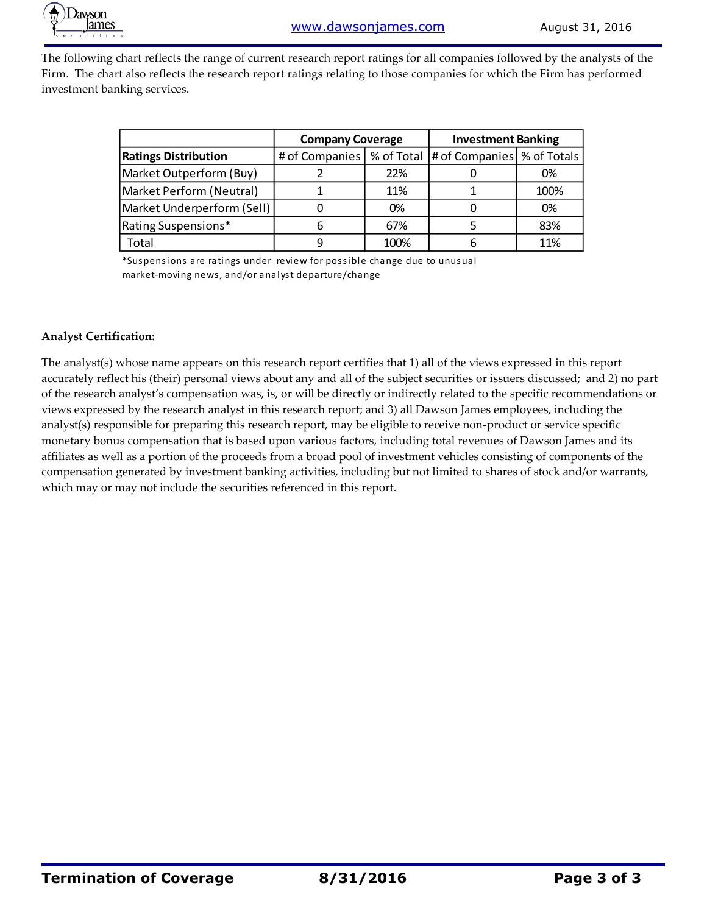The following chart reflects the range of current research report ratings for all companies followed by the analysts of the Firm. The chart also reflects the research report ratings relating to those companies for which the Firm has performed investment banking services.

| | Company Coverage | | Investment Banking | |
|---|---|---|---|---|
| **Ratings Distribution** | # of Companies | % of Total | # of Companies | % of Totals |
| Market Outperform (Buy) | 2 | 22% | 0 | 0% |
| Market Perform (Neutral) | 1 | 11% | 1 | 100% |
| Market Underperform (Sell) | 0 | 0% | 0 | 0% |
| Rating Suspensions* | 6 | 67% | 5 | 83% |
| Total | 9 | 100% | 6 | 11% |

*Suspensions are ratings under review for possible change due to unusual market-moving news, and/or analyst departure/change

**Analyst Certification:**

The analyst(s) whose name appears on this research report certifies that 1) all of the views expressed in this report accurately reflect his (their) personal views about any and all of the subject securities or issuers discussed; and 2) no part of the research analyst's compensation was, is, or will be directly or indirectly related to the specific recommendations or views expressed by the research analyst in this research report; and 3) all Dawson James employees, including the analyst(s) responsible for preparing this research report, may be eligible to receive non-product or service specific monetary bonus compensation that is based upon various factors, including total revenues of Dawson James and its affiliates as well as a portion of the proceeds from a broad pool of investment vehicles consisting of components of the compensation generated by investment banking activities, including but not limited to shares of stock and/or warrants, which may or may not include the securities referenced in this report.